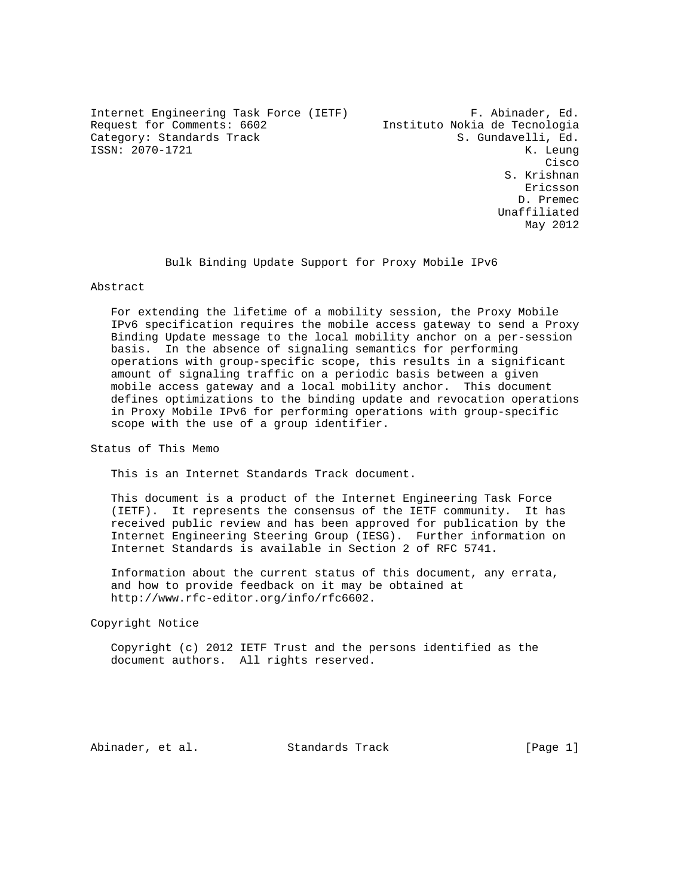Internet Engineering Task Force (IETF) F. Abinader, Ed.
Request for Comments: 6602 Instituto Nokia de Tecnologia
Category: Standards Track S. Gundavelli, Ed.
ISSN: 2070-1721 K. Leung
Cisco
S. Krishnan
Ericsson
D. Premec
Unaffiliated
May 2012

# Bulk Binding Update Support for Proxy Mobile IPv6

## Abstract

For extending the lifetime of a mobility session, the Proxy Mobile IPv6 specification requires the mobile access gateway to send a Proxy Binding Update message to the local mobility anchor on a per-session basis. In the absence of signaling semantics for performing operations with group-specific scope, this results in a significant amount of signaling traffic on a periodic basis between a given mobile access gateway and a local mobility anchor. This document defines optimizations to the binding update and revocation operations in Proxy Mobile IPv6 for performing operations with group-specific scope with the use of a group identifier.

## Status of This Memo

This is an Internet Standards Track document.

This document is a product of the Internet Engineering Task Force (IETF). It represents the consensus of the IETF community. It has received public review and has been approved for publication by the Internet Engineering Steering Group (IESG). Further information on Internet Standards is available in Section 2 of RFC 5741.

Information about the current status of this document, any errata, and how to provide feedback on it may be obtained at http://www.rfc-editor.org/info/rfc6602.

## Copyright Notice

Copyright (c) 2012 IETF Trust and the persons identified as the document authors. All rights reserved.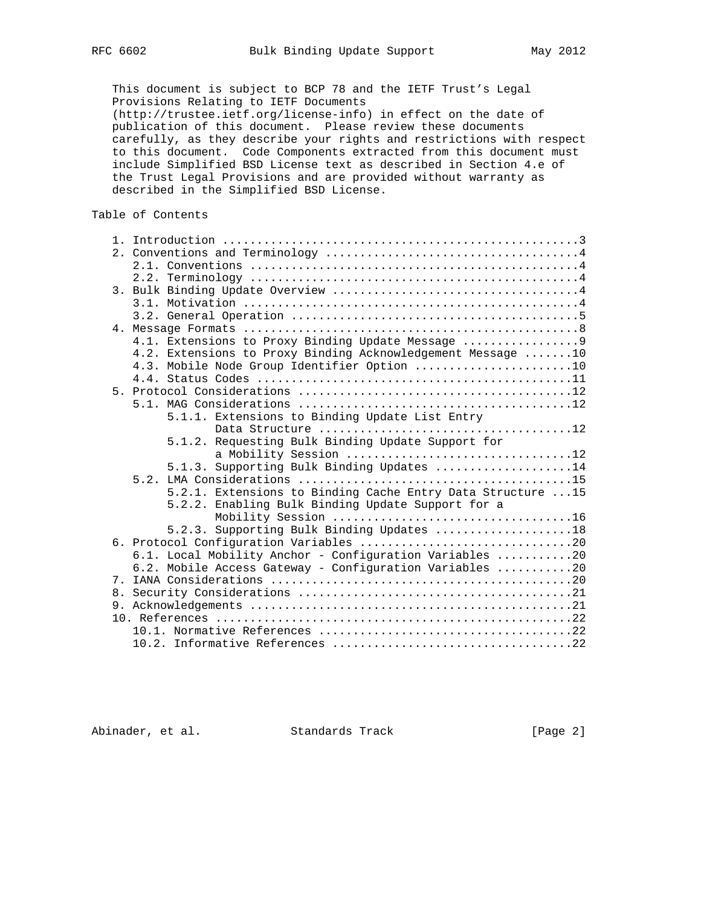This document is subject to BCP 78 and the IETF Trust's Legal Provisions Relating to IETF Documents (http://trustee.ietf.org/license-info) in effect on the date of publication of this document. Please review these documents carefully, as they describe your rights and restrictions with respect to this document. Code Components extracted from this document must include Simplified BSD License text as described in Section 4.e of the Trust Legal Provisions and are provided without warranty as described in the Simplified BSD License.

## Table of Contents

```
   1. Introduction ....................................................3
   2. Conventions and Terminology .....................................4
      2.1. Conventions ................................................4
      2.2. Terminology ................................................4
   3. Bulk Binding Update Overview ....................................4
      3.1. Motivation .................................................4
      3.2. General Operation ..........................................5
   4. Message Formats .................................................8
      4.1. Extensions to Proxy Binding Update Message .................9
      4.2. Extensions to Proxy Binding Acknowledgement Message .......10
      4.3. Mobile Node Group Identifier Option .......................10
      4.4. Status Codes ..............................................11
   5. Protocol Considerations ........................................12
      5.1. MAG Considerations ........................................12
           5.1.1. Extensions to Binding Update List Entry
                  Data Structure .....................................12
           5.1.2. Requesting Bulk Binding Update Support for
                  a Mobility Session .................................12
           5.1.3. Supporting Bulk Binding Updates ....................14
      5.2. LMA Considerations ........................................15
           5.2.1. Extensions to Binding Cache Entry Data Structure ...15
           5.2.2. Enabling Bulk Binding Update Support for a
                  Mobility Session ...................................16
           5.2.3. Supporting Bulk Binding Updates ....................18
   6. Protocol Configuration Variables ...............................20
      6.1. Local Mobility Anchor - Configuration Variables ...........20
      6.2. Mobile Access Gateway - Configuration Variables ...........20
   7. IANA Considerations ............................................20
   8. Security Considerations ........................................21
   9. Acknowledgements ...............................................21
   10. References ....................................................22
      10.1. Normative References .....................................22
      10.2. Informative References ...................................22
```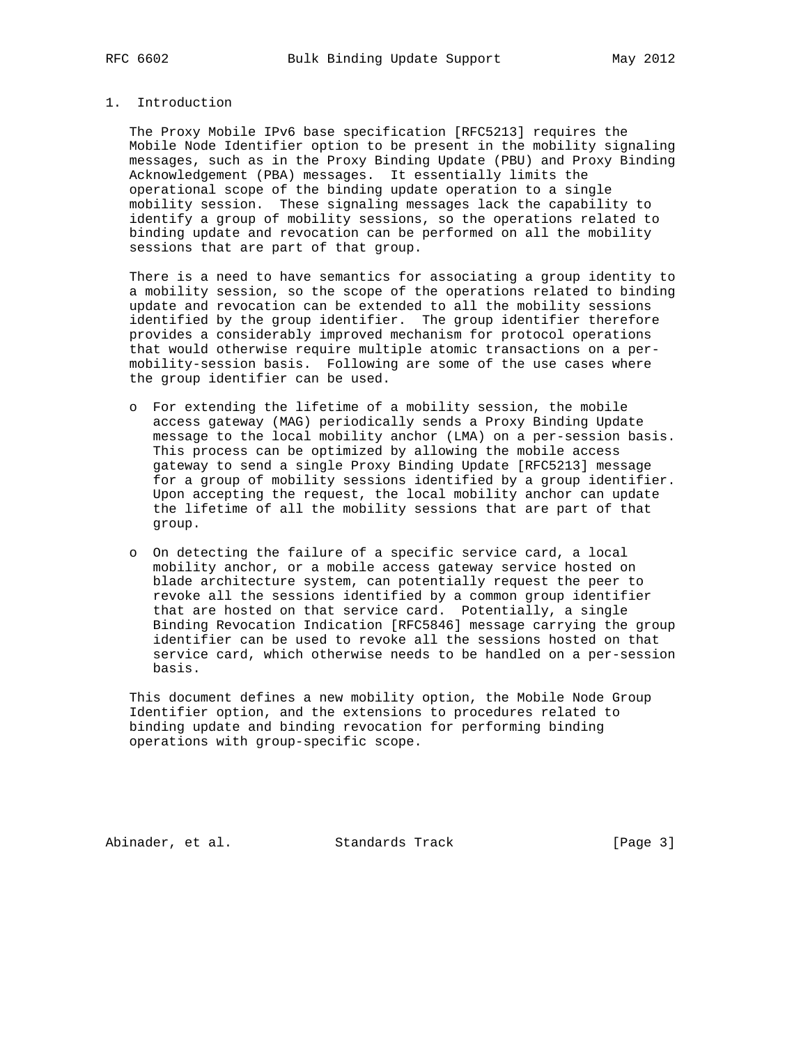# 1. Introduction

The Proxy Mobile IPv6 base specification [RFC5213] requires the Mobile Node Identifier option to be present in the mobility signaling messages, such as in the Proxy Binding Update (PBU) and Proxy Binding Acknowledgement (PBA) messages. It essentially limits the operational scope of the binding update operation to a single mobility session. These signaling messages lack the capability to identify a group of mobility sessions, so the operations related to binding update and revocation can be performed on all the mobility sessions that are part of that group.

There is a need to have semantics for associating a group identity to a mobility session, so the scope of the operations related to binding update and revocation can be extended to all the mobility sessions identified by the group identifier. The group identifier therefore provides a considerably improved mechanism for protocol operations that would otherwise require multiple atomic transactions on a per-mobility-session basis. Following are some of the use cases where the group identifier can be used.

- For extending the lifetime of a mobility session, the mobile access gateway (MAG) periodically sends a Proxy Binding Update message to the local mobility anchor (LMA) on a per-session basis. This process can be optimized by allowing the mobile access gateway to send a single Proxy Binding Update [RFC5213] message for a group of mobility sessions identified by a group identifier. Upon accepting the request, the local mobility anchor can update the lifetime of all the mobility sessions that are part of that group.

- On detecting the failure of a specific service card, a local mobility anchor, or a mobile access gateway service hosted on blade architecture system, can potentially request the peer to revoke all the sessions identified by a common group identifier that are hosted on that service card. Potentially, a single Binding Revocation Indication [RFC5846] message carrying the group identifier can be used to revoke all the sessions hosted on that service card, which otherwise needs to be handled on a per-session basis.

This document defines a new mobility option, the Mobile Node Group Identifier option, and the extensions to procedures related to binding update and binding revocation for performing binding operations with group-specific scope.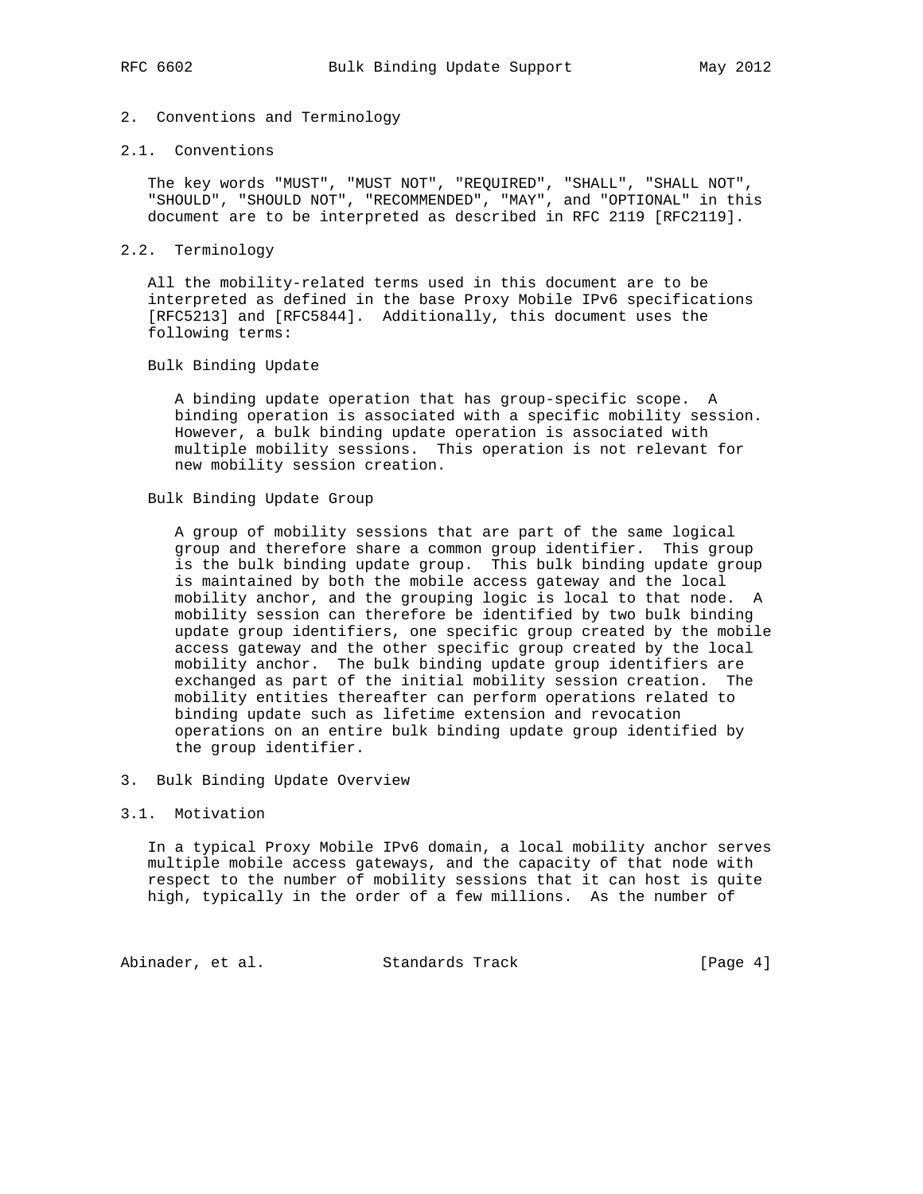## 2. Conventions and Terminology

### 2.1. Conventions

The key words "MUST", "MUST NOT", "REQUIRED", "SHALL", "SHALL NOT", "SHOULD", "SHOULD NOT", "RECOMMENDED", "MAY", and "OPTIONAL" in this document are to be interpreted as described in RFC 2119 [RFC2119].

### 2.2. Terminology

All the mobility-related terms used in this document are to be interpreted as defined in the base Proxy Mobile IPv6 specifications [RFC5213] and [RFC5844]. Additionally, this document uses the following terms:

Bulk Binding Update

A binding update operation that has group-specific scope. A binding operation is associated with a specific mobility session. However, a bulk binding update operation is associated with multiple mobility sessions. This operation is not relevant for new mobility session creation.

Bulk Binding Update Group

A group of mobility sessions that are part of the same logical group and therefore share a common group identifier. This group is the bulk binding update group. This bulk binding update group is maintained by both the mobile access gateway and the local mobility anchor, and the grouping logic is local to that node. A mobility session can therefore be identified by two bulk binding update group identifiers, one specific group created by the mobile access gateway and the other specific group created by the local mobility anchor. The bulk binding update group identifiers are exchanged as part of the initial mobility session creation. The mobility entities thereafter can perform operations related to binding update such as lifetime extension and revocation operations on an entire bulk binding update group identified by the group identifier.

## 3. Bulk Binding Update Overview

### 3.1. Motivation

In a typical Proxy Mobile IPv6 domain, a local mobility anchor serves multiple mobile access gateways, and the capacity of that node with respect to the number of mobility sessions that it can host is quite high, typically in the order of a few millions. As the number of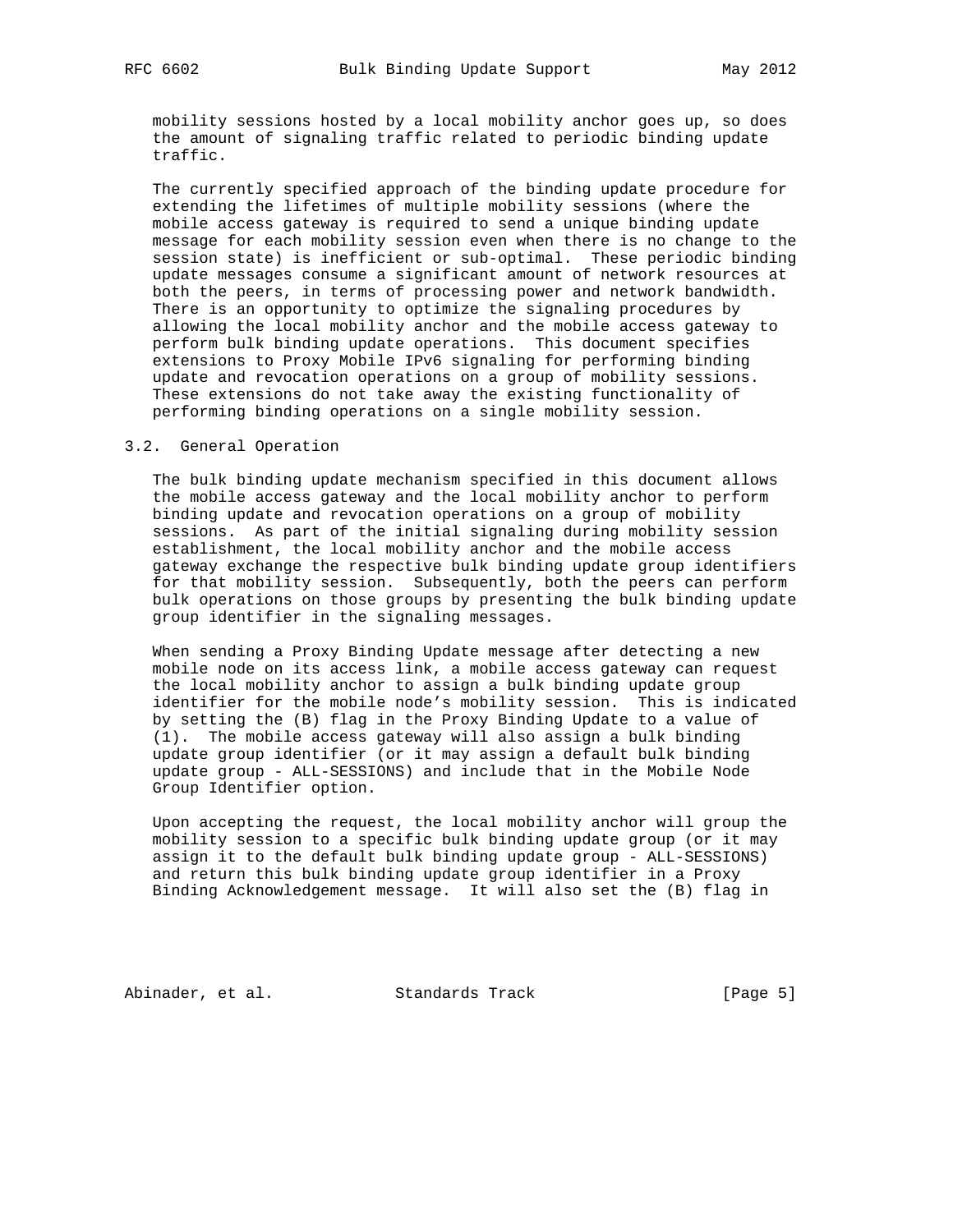mobility sessions hosted by a local mobility anchor goes up, so does the amount of signaling traffic related to periodic binding update traffic.

The currently specified approach of the binding update procedure for extending the lifetimes of multiple mobility sessions (where the mobile access gateway is required to send a unique binding update message for each mobility session even when there is no change to the session state) is inefficient or sub-optimal. These periodic binding update messages consume a significant amount of network resources at both the peers, in terms of processing power and network bandwidth. There is an opportunity to optimize the signaling procedures by allowing the local mobility anchor and the mobile access gateway to perform bulk binding update operations. This document specifies extensions to Proxy Mobile IPv6 signaling for performing binding update and revocation operations on a group of mobility sessions. These extensions do not take away the existing functionality of performing binding operations on a single mobility session.

### 3.2. General Operation

The bulk binding update mechanism specified in this document allows the mobile access gateway and the local mobility anchor to perform binding update and revocation operations on a group of mobility sessions. As part of the initial signaling during mobility session establishment, the local mobility anchor and the mobile access gateway exchange the respective bulk binding update group identifiers for that mobility session. Subsequently, both the peers can perform bulk operations on those groups by presenting the bulk binding update group identifier in the signaling messages.

When sending a Proxy Binding Update message after detecting a new mobile node on its access link, a mobile access gateway can request the local mobility anchor to assign a bulk binding update group identifier for the mobile node's mobility session. This is indicated by setting the (B) flag in the Proxy Binding Update to a value of (1). The mobile access gateway will also assign a bulk binding update group identifier (or it may assign a default bulk binding update group - ALL-SESSIONS) and include that in the Mobile Node Group Identifier option.

Upon accepting the request, the local mobility anchor will group the mobility session to a specific bulk binding update group (or it may assign it to the default bulk binding update group - ALL-SESSIONS) and return this bulk binding update group identifier in a Proxy Binding Acknowledgement message. It will also set the (B) flag in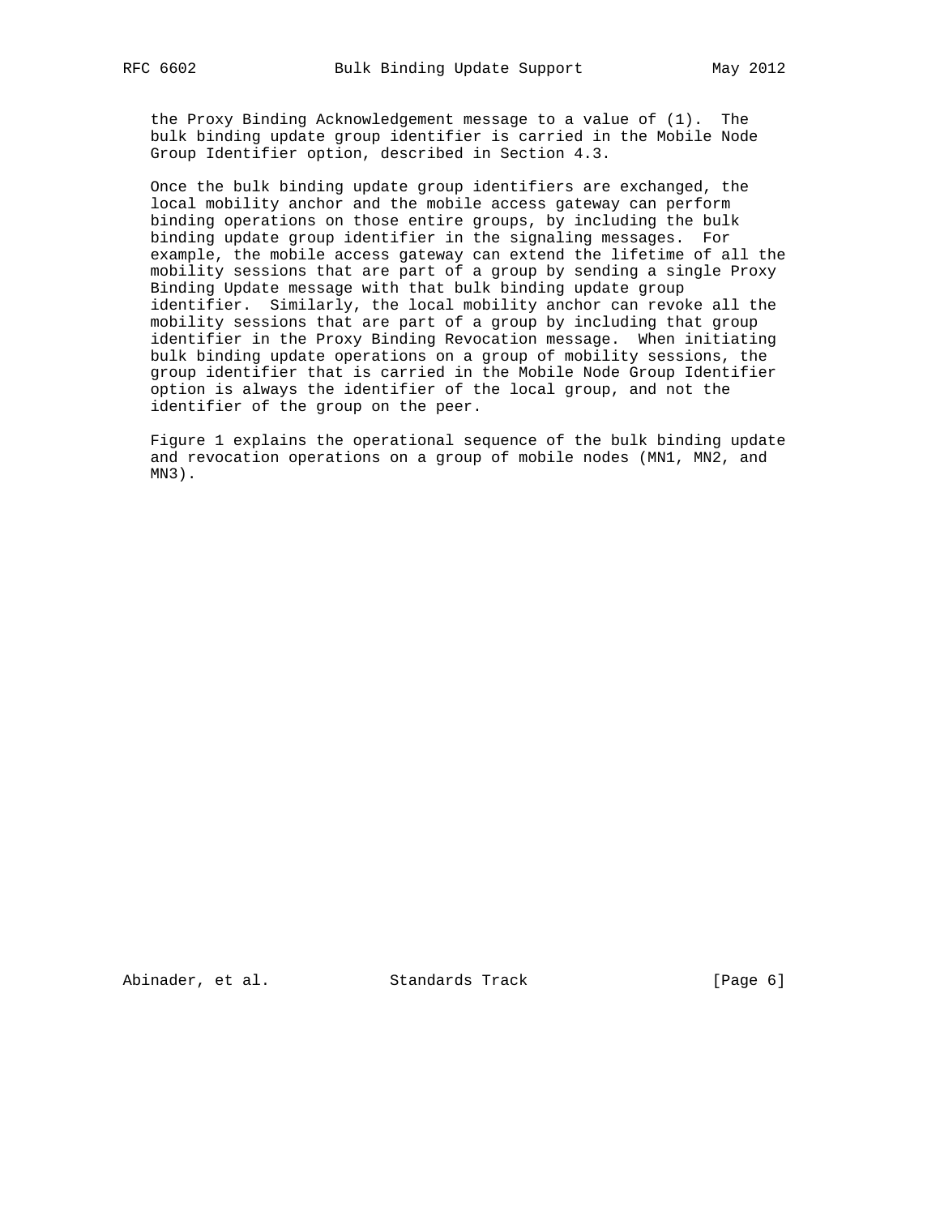the Proxy Binding Acknowledgement message to a value of (1). The bulk binding update group identifier is carried in the Mobile Node Group Identifier option, described in Section 4.3.

Once the bulk binding update group identifiers are exchanged, the local mobility anchor and the mobile access gateway can perform binding operations on those entire groups, by including the bulk binding update group identifier in the signaling messages. For example, the mobile access gateway can extend the lifetime of all the mobility sessions that are part of a group by sending a single Proxy Binding Update message with that bulk binding update group identifier. Similarly, the local mobility anchor can revoke all the mobility sessions that are part of a group by including that group identifier in the Proxy Binding Revocation message. When initiating bulk binding update operations on a group of mobility sessions, the group identifier that is carried in the Mobile Node Group Identifier option is always the identifier of the local group, and not the identifier of the group on the peer.

Figure 1 explains the operational sequence of the bulk binding update and revocation operations on a group of mobile nodes (MN1, MN2, and MN3).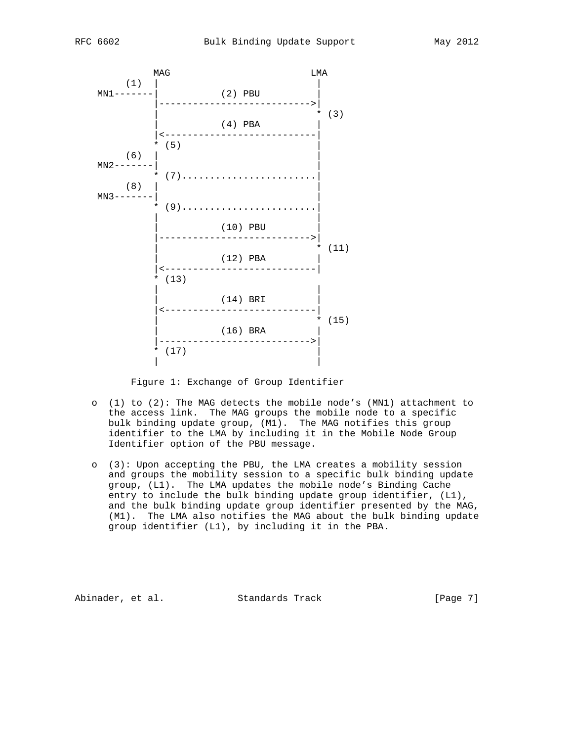```
            MAG                       LMA
       (1)  |                          |
   MN1-------|          (2) PBU         |
            |--------------------------->|
            |                          * (3)
            |          (4) PBA         |
            |<---------------------------|
            * (5)                      |
       (6)  |                          |
   MN2-------|                          |
            * (7).........................|
       (8)  |                          |
   MN3-------|                          |
            * (9).........................|
            |                          |
            |          (10) PBU        |
            |--------------------------->|
            |                          * (11)
            |          (12) PBA        |
            |<---------------------------|
            * (13)                     |
            |                          |
            |          (14) BRI        |
            |<---------------------------|
            |                          * (15)
            |          (16) BRA        |
            |--------------------------->|
            * (17)                     |
            |                          |
```

Figure 1: Exchange of Group Identifier

- (1) to (2): The MAG detects the mobile node's (MN1) attachment to the access link. The MAG groups the mobile node to a specific bulk binding update group, (M1). The MAG notifies this group identifier to the LMA by including it in the Mobile Node Group Identifier option of the PBU message.

- (3): Upon accepting the PBU, the LMA creates a mobility session and groups the mobility session to a specific bulk binding update group, (L1). The LMA updates the mobile node's Binding Cache entry to include the bulk binding update group identifier, (L1), and the bulk binding update group identifier presented by the MAG, (M1). The LMA also notifies the MAG about the bulk binding update group identifier (L1), by including it in the PBA.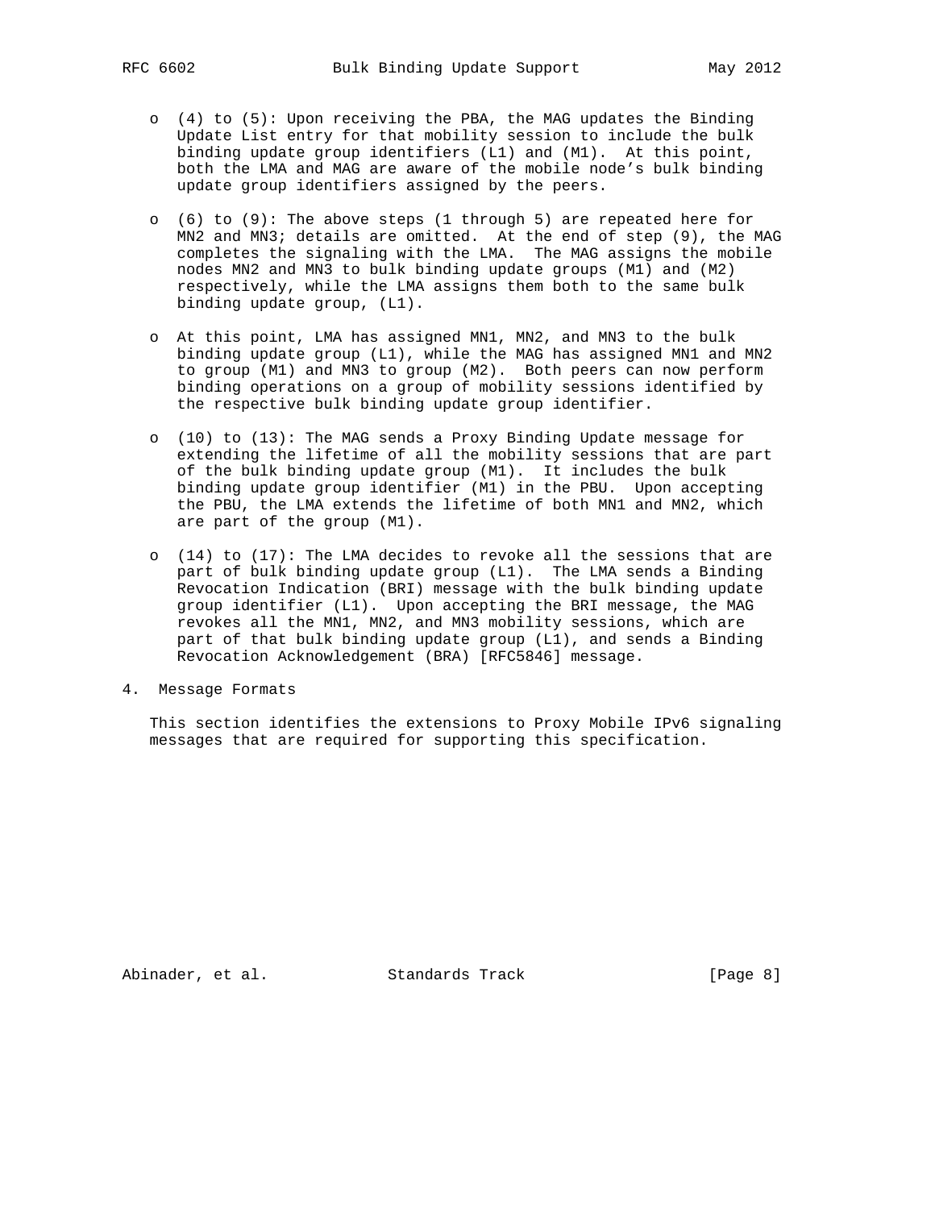- (4) to (5): Upon receiving the PBA, the MAG updates the Binding Update List entry for that mobility session to include the bulk binding update group identifiers (L1) and (M1). At this point, both the LMA and MAG are aware of the mobile node's bulk binding update group identifiers assigned by the peers.

- (6) to (9): The above steps (1 through 5) are repeated here for MN2 and MN3; details are omitted. At the end of step (9), the MAG completes the signaling with the LMA. The MAG assigns the mobile nodes MN2 and MN3 to bulk binding update groups (M1) and (M2) respectively, while the LMA assigns them both to the same bulk binding update group, (L1).

- At this point, LMA has assigned MN1, MN2, and MN3 to the bulk binding update group (L1), while the MAG has assigned MN1 and MN2 to group (M1) and MN3 to group (M2). Both peers can now perform binding operations on a group of mobility sessions identified by the respective bulk binding update group identifier.

- (10) to (13): The MAG sends a Proxy Binding Update message for extending the lifetime of all the mobility sessions that are part of the bulk binding update group (M1). It includes the bulk binding update group identifier (M1) in the PBU. Upon accepting the PBU, the LMA extends the lifetime of both MN1 and MN2, which are part of the group (M1).

- (14) to (17): The LMA decides to revoke all the sessions that are part of bulk binding update group (L1). The LMA sends a Binding Revocation Indication (BRI) message with the bulk binding update group identifier (L1). Upon accepting the BRI message, the MAG revokes all the MN1, MN2, and MN3 mobility sessions, which are part of that bulk binding update group (L1), and sends a Binding Revocation Acknowledgement (BRA) [RFC5846] message.

# 4. Message Formats

This section identifies the extensions to Proxy Mobile IPv6 signaling messages that are required for supporting this specification.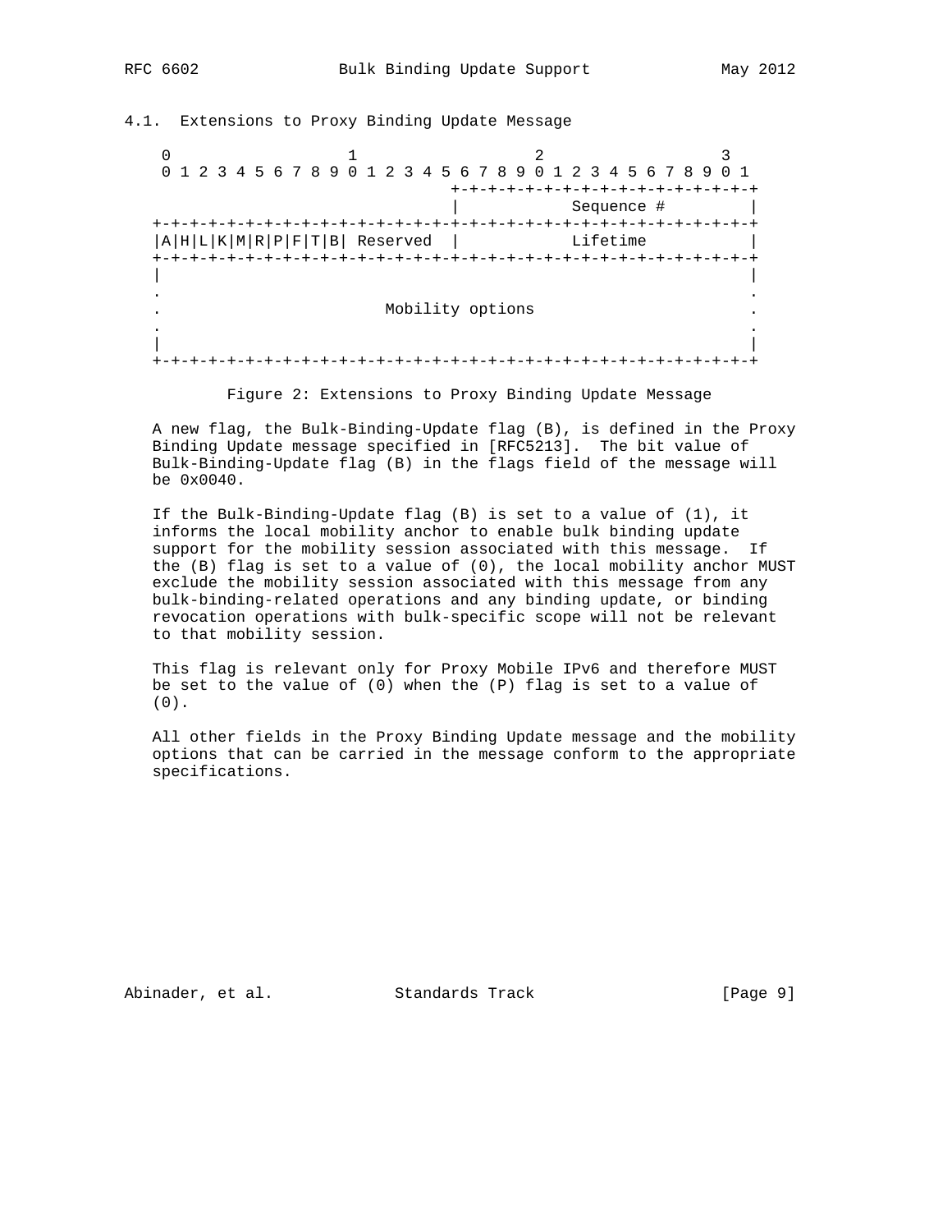### 4.1. Extensions to Proxy Binding Update Message

```
     0                   1                   2                   3
     0 1 2 3 4 5 6 7 8 9 0 1 2 3 4 5 6 7 8 9 0 1 2 3 4 5 6 7 8 9 0 1
                                    +-+-+-+-+-+-+-+-+-+-+-+-+-+-+-+-+
                                    |          Sequence #           |
    +-+-+-+-+-+-+-+-+-+-+-+-+-+-+-+-+-+-+-+-+-+-+-+-+-+-+-+-+-+-+-+-+
    |A|H|L|K|M|R|P|F|T|B| Reserved  |           Lifetime            |
    +-+-+-+-+-+-+-+-+-+-+-+-+-+-+-+-+-+-+-+-+-+-+-+-+-+-+-+-+-+-+-+-+
    |                                                               |
    .                                                               .
    .                      Mobility options                         .
    .                                                               .
    |                                                               |
    +-+-+-+-+-+-+-+-+-+-+-+-+-+-+-+-+-+-+-+-+-+-+-+-+-+-+-+-+-+-+-+-+
```

Figure 2: Extensions to Proxy Binding Update Message

A new flag, the Bulk-Binding-Update flag (B), is defined in the Proxy Binding Update message specified in [RFC5213]. The bit value of Bulk-Binding-Update flag (B) in the flags field of the message will be 0x0040.

If the Bulk-Binding-Update flag (B) is set to a value of (1), it informs the local mobility anchor to enable bulk binding update support for the mobility session associated with this message. If the (B) flag is set to a value of (0), the local mobility anchor MUST exclude the mobility session associated with this message from any bulk-binding-related operations and any binding update, or binding revocation operations with bulk-specific scope will not be relevant to that mobility session.

This flag is relevant only for Proxy Mobile IPv6 and therefore MUST be set to the value of (0) when the (P) flag is set to a value of (0).

All other fields in the Proxy Binding Update message and the mobility options that can be carried in the message conform to the appropriate specifications.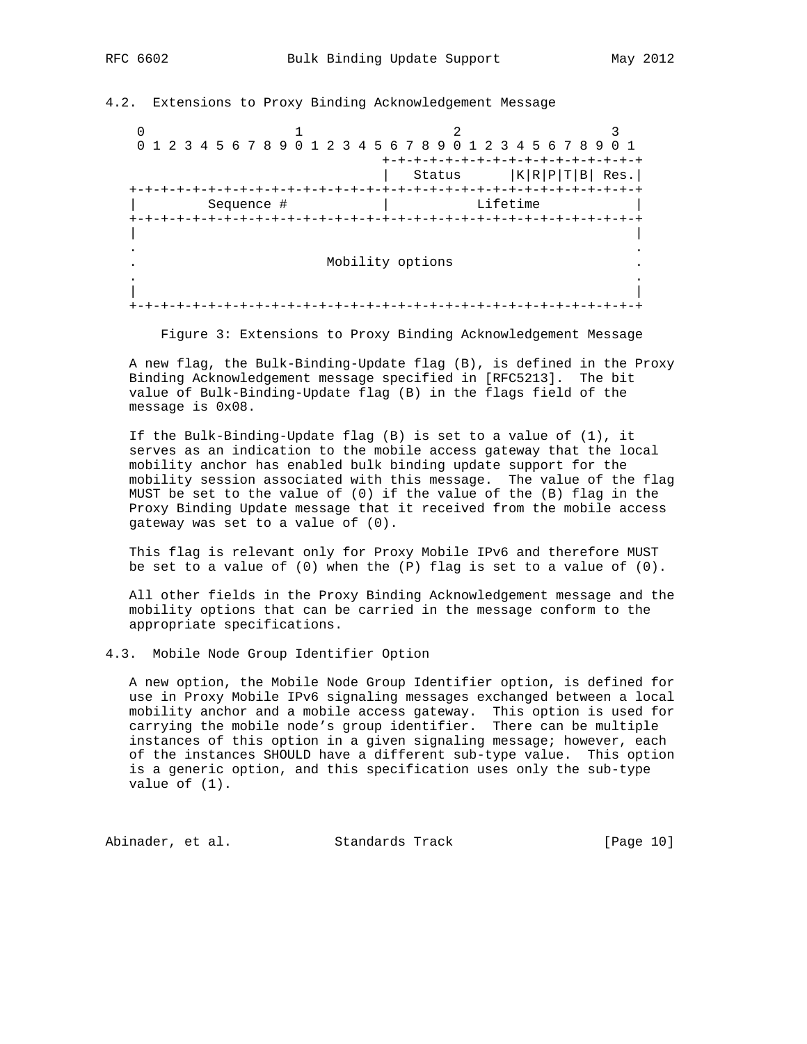### 4.2. Extensions to Proxy Binding Acknowledgement Message

```
     0                   1                   2                   3
     0 1 2 3 4 5 6 7 8 9 0 1 2 3 4 5 6 7 8 9 0 1 2 3 4 5 6 7 8 9 0 1
                                    +-+-+-+-+-+-+-+-+-+-+-+-+-+-+-+-+
                                    |   Status      |K|R|P|T|B| Res.|
    +-+-+-+-+-+-+-+-+-+-+-+-+-+-+-+-+-+-+-+-+-+-+-+-+-+-+-+-+-+-+-+-+
    |         Sequence #            |           Lifetime            |
    +-+-+-+-+-+-+-+-+-+-+-+-+-+-+-+-+-+-+-+-+-+-+-+-+-+-+-+-+-+-+-+-+
    |                                                               |
    .                                                               .
    .                        Mobility options                       .
    .                                                               .
    |                                                               |
    +-+-+-+-+-+-+-+-+-+-+-+-+-+-+-+-+-+-+-+-+-+-+-+-+-+-+-+-+-+-+-+-+
```

Figure 3: Extensions to Proxy Binding Acknowledgement Message

A new flag, the Bulk-Binding-Update flag (B), is defined in the Proxy Binding Acknowledgement message specified in [RFC5213]. The bit value of Bulk-Binding-Update flag (B) in the flags field of the message is 0x08.

If the Bulk-Binding-Update flag (B) is set to a value of (1), it serves as an indication to the mobile access gateway that the local mobility anchor has enabled bulk binding update support for the mobility session associated with this message. The value of the flag MUST be set to the value of (0) if the value of the (B) flag in the Proxy Binding Update message that it received from the mobile access gateway was set to a value of (0).

This flag is relevant only for Proxy Mobile IPv6 and therefore MUST be set to a value of (0) when the (P) flag is set to a value of (0).

All other fields in the Proxy Binding Acknowledgement message and the mobility options that can be carried in the message conform to the appropriate specifications.

### 4.3. Mobile Node Group Identifier Option

A new option, the Mobile Node Group Identifier option, is defined for use in Proxy Mobile IPv6 signaling messages exchanged between a local mobility anchor and a mobile access gateway. This option is used for carrying the mobile node's group identifier. There can be multiple instances of this option in a given signaling message; however, each of the instances SHOULD have a different sub-type value. This option is a generic option, and this specification uses only the sub-type value of (1).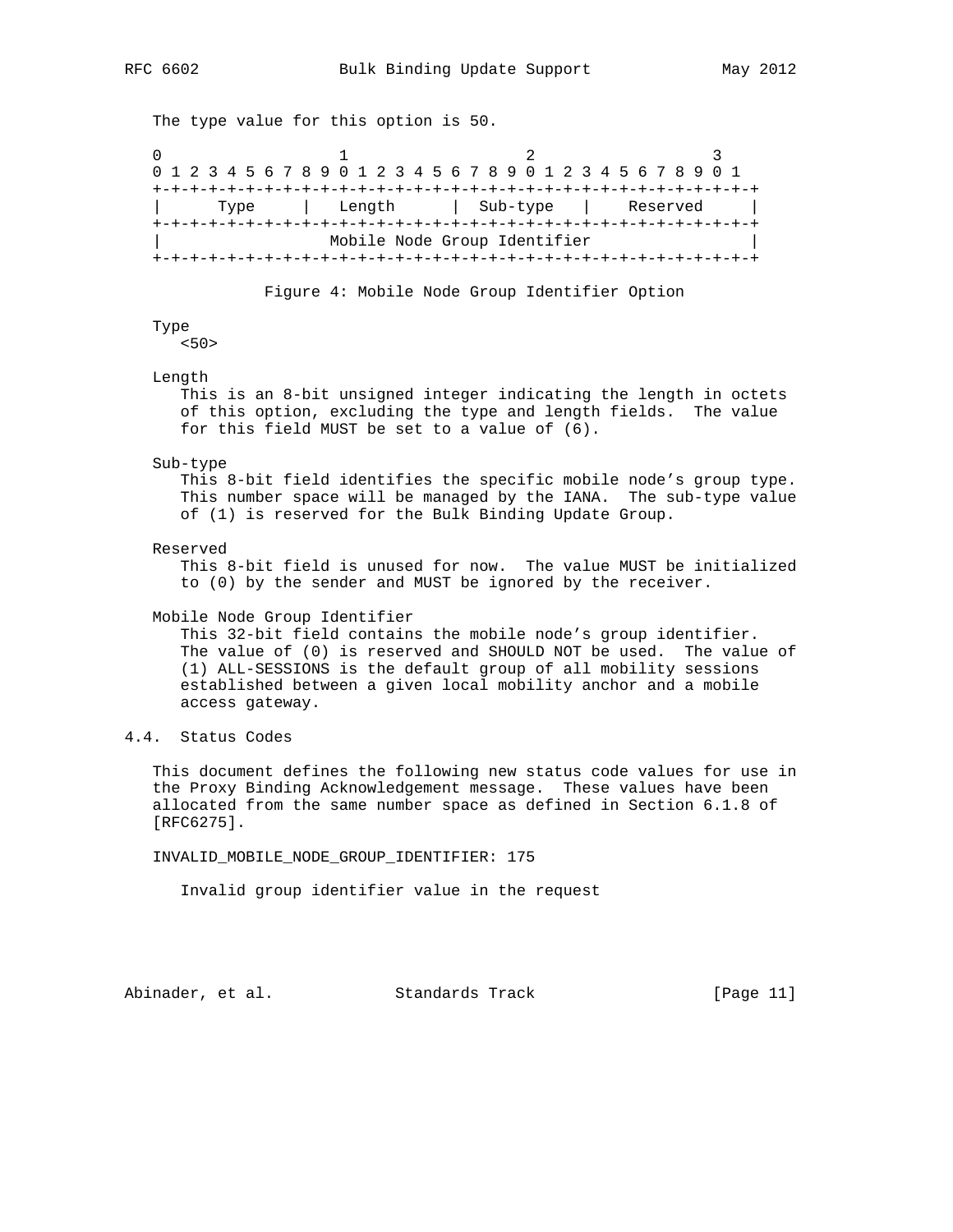The type value for this option is 50.

```
 0                   1                   2                   3
 0 1 2 3 4 5 6 7 8 9 0 1 2 3 4 5 6 7 8 9 0 1 2 3 4 5 6 7 8 9 0 1
+-+-+-+-+-+-+-+-+-+-+-+-+-+-+-+-+-+-+-+-+-+-+-+-+-+-+-+-+-+-+-+-+
|      Type     |   Length      |  Sub-type   |    Reserved     |
+-+-+-+-+-+-+-+-+-+-+-+-+-+-+-+-+-+-+-+-+-+-+-+-+-+-+-+-+-+-+-+-+
|                  Mobile Node Group Identifier                 |
+-+-+-+-+-+-+-+-+-+-+-+-+-+-+-+-+-+-+-+-+-+-+-+-+-+-+-+-+-+-+-+-+
```

Figure 4: Mobile Node Group Identifier Option

Type
: <50>

Length
: This is an 8-bit unsigned integer indicating the length in octets of this option, excluding the type and length fields. The value for this field MUST be set to a value of (6).

Sub-type
: This 8-bit field identifies the specific mobile node's group type. This number space will be managed by the IANA. The sub-type value of (1) is reserved for the Bulk Binding Update Group.

Reserved
: This 8-bit field is unused for now. The value MUST be initialized to (0) by the sender and MUST be ignored by the receiver.

Mobile Node Group Identifier
: This 32-bit field contains the mobile node's group identifier. The value of (0) is reserved and SHOULD NOT be used. The value of (1) ALL-SESSIONS is the default group of all mobility sessions established between a given local mobility anchor and a mobile access gateway.

## 4.4. Status Codes

This document defines the following new status code values for use in the Proxy Binding Acknowledgement message. These values have been allocated from the same number space as defined in Section 6.1.8 of [RFC6275].

INVALID_MOBILE_NODE_GROUP_IDENTIFIER: 175

Invalid group identifier value in the request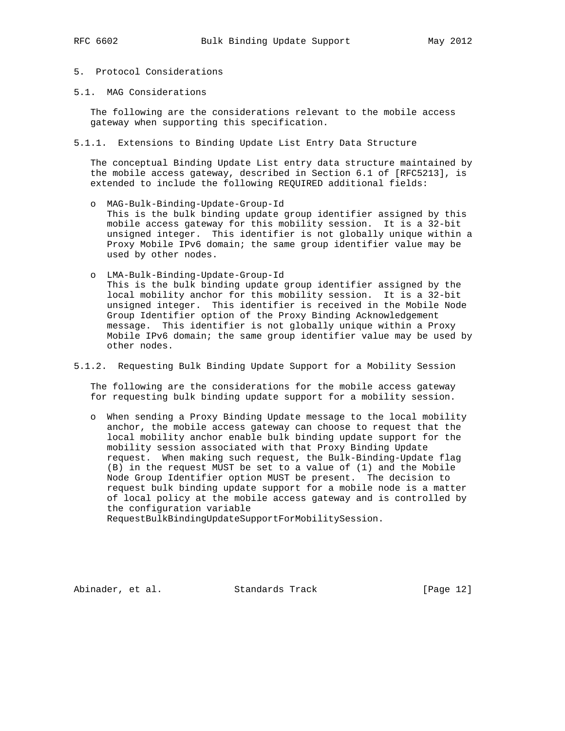# 5. Protocol Considerations

## 5.1. MAG Considerations

The following are the considerations relevant to the mobile access gateway when supporting this specification.

### 5.1.1. Extensions to Binding Update List Entry Data Structure

The conceptual Binding Update List entry data structure maintained by the mobile access gateway, described in Section 6.1 of [RFC5213], is extended to include the following REQUIRED additional fields:

- MAG-Bulk-Binding-Update-Group-Id
  This is the bulk binding update group identifier assigned by this mobile access gateway for this mobility session. It is a 32-bit unsigned integer. This identifier is not globally unique within a Proxy Mobile IPv6 domain; the same group identifier value may be used by other nodes.

- LMA-Bulk-Binding-Update-Group-Id
  This is the bulk binding update group identifier assigned by the local mobility anchor for this mobility session. It is a 32-bit unsigned integer. This identifier is received in the Mobile Node Group Identifier option of the Proxy Binding Acknowledgement message. This identifier is not globally unique within a Proxy Mobile IPv6 domain; the same group identifier value may be used by other nodes.

### 5.1.2. Requesting Bulk Binding Update Support for a Mobility Session

The following are the considerations for the mobile access gateway for requesting bulk binding update support for a mobility session.

- When sending a Proxy Binding Update message to the local mobility anchor, the mobile access gateway can choose to request that the local mobility anchor enable bulk binding update support for the mobility session associated with that Proxy Binding Update request. When making such request, the Bulk-Binding-Update flag (B) in the request MUST be set to a value of (1) and the Mobile Node Group Identifier option MUST be present. The decision to request bulk binding update support for a mobile node is a matter of local policy at the mobile access gateway and is controlled by the configuration variable RequestBulkBindingUpdateSupportForMobilitySession.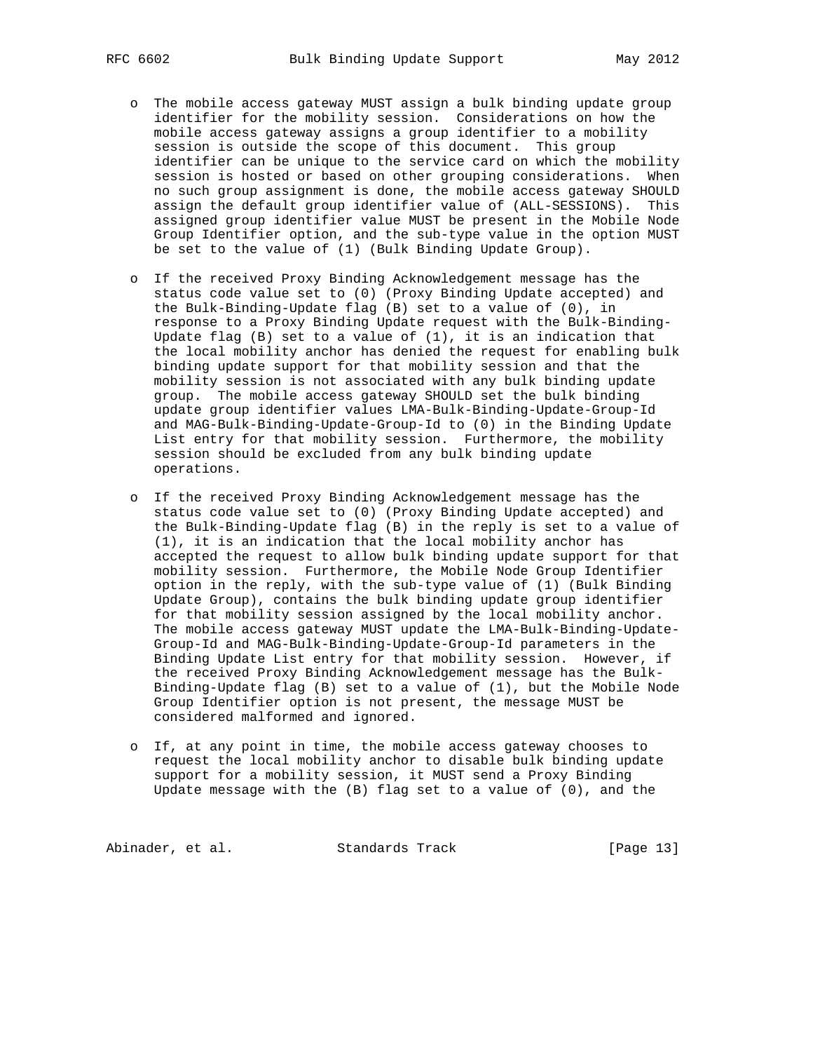- The mobile access gateway MUST assign a bulk binding update group identifier for the mobility session. Considerations on how the mobile access gateway assigns a group identifier to a mobility session is outside the scope of this document. This group identifier can be unique to the service card on which the mobility session is hosted or based on other grouping considerations. When no such group assignment is done, the mobile access gateway SHOULD assign the default group identifier value of (ALL-SESSIONS). This assigned group identifier value MUST be present in the Mobile Node Group Identifier option, and the sub-type value in the option MUST be set to the value of (1) (Bulk Binding Update Group).

- If the received Proxy Binding Acknowledgement message has the status code value set to (0) (Proxy Binding Update accepted) and the Bulk-Binding-Update flag (B) set to a value of (0), in response to a Proxy Binding Update request with the Bulk-Binding-Update flag (B) set to a value of (1), it is an indication that the local mobility anchor has denied the request for enabling bulk binding update support for that mobility session and that the mobility session is not associated with any bulk binding update group. The mobile access gateway SHOULD set the bulk binding update group identifier values LMA-Bulk-Binding-Update-Group-Id and MAG-Bulk-Binding-Update-Group-Id to (0) in the Binding Update List entry for that mobility session. Furthermore, the mobility session should be excluded from any bulk binding update operations.

- If the received Proxy Binding Acknowledgement message has the status code value set to (0) (Proxy Binding Update accepted) and the Bulk-Binding-Update flag (B) in the reply is set to a value of (1), it is an indication that the local mobility anchor has accepted the request to allow bulk binding update support for that mobility session. Furthermore, the Mobile Node Group Identifier option in the reply, with the sub-type value of (1) (Bulk Binding Update Group), contains the bulk binding update group identifier for that mobility session assigned by the local mobility anchor. The mobile access gateway MUST update the LMA-Bulk-Binding-Update-Group-Id and MAG-Bulk-Binding-Update-Group-Id parameters in the Binding Update List entry for that mobility session. However, if the received Proxy Binding Acknowledgement message has the Bulk-Binding-Update flag (B) set to a value of (1), but the Mobile Node Group Identifier option is not present, the message MUST be considered malformed and ignored.

- If, at any point in time, the mobile access gateway chooses to request the local mobility anchor to disable bulk binding update support for a mobility session, it MUST send a Proxy Binding Update message with the (B) flag set to a value of (0), and the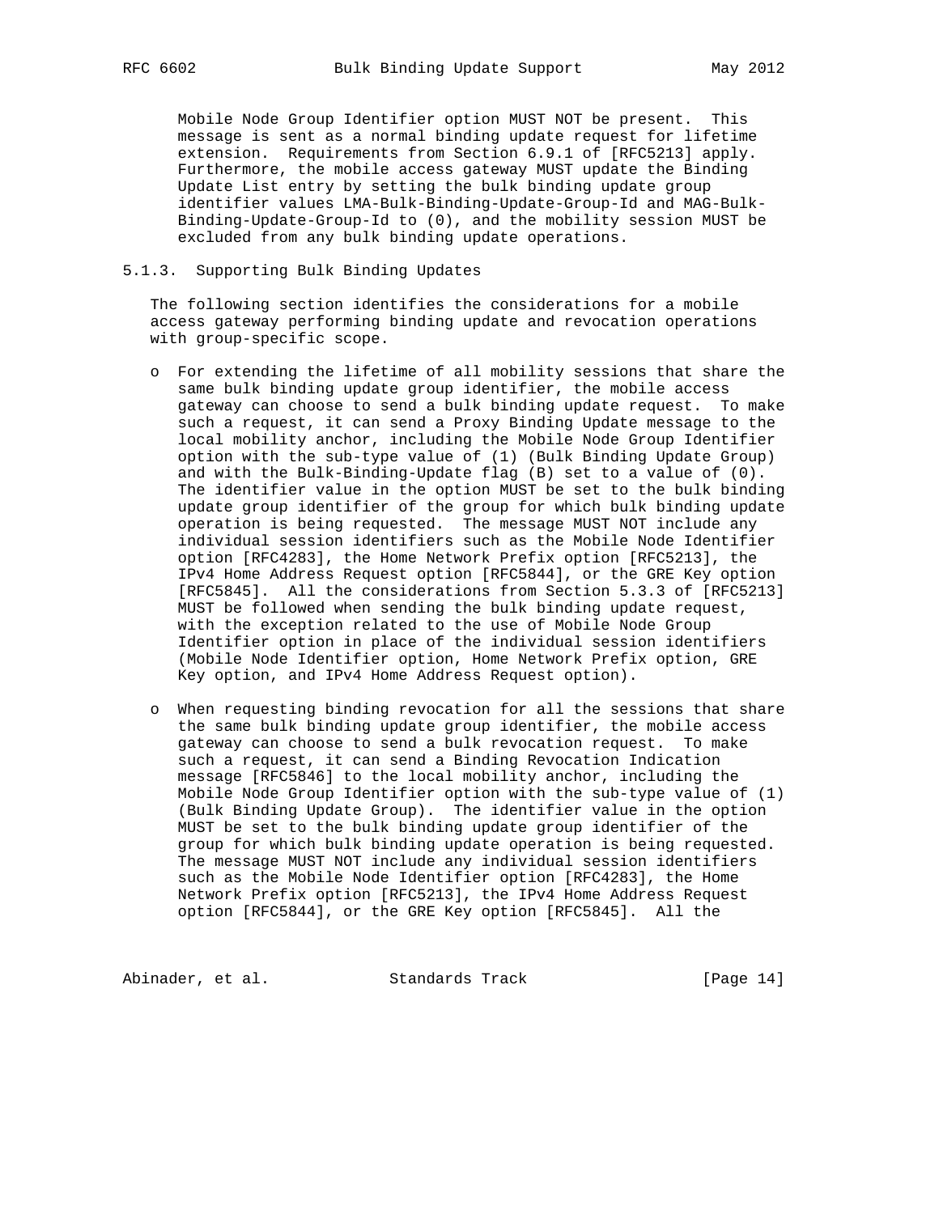Mobile Node Group Identifier option MUST NOT be present. This message is sent as a normal binding update request for lifetime extension. Requirements from Section 6.9.1 of [RFC5213] apply. Furthermore, the mobile access gateway MUST update the Binding Update List entry by setting the bulk binding update group identifier values LMA-Bulk-Binding-Update-Group-Id and MAG-Bulk-Binding-Update-Group-Id to (0), and the mobility session MUST be excluded from any bulk binding update operations.

### 5.1.3. Supporting Bulk Binding Updates

The following section identifies the considerations for a mobile access gateway performing binding update and revocation operations with group-specific scope.

- For extending the lifetime of all mobility sessions that share the same bulk binding update group identifier, the mobile access gateway can choose to send a bulk binding update request. To make such a request, it can send a Proxy Binding Update message to the local mobility anchor, including the Mobile Node Group Identifier option with the sub-type value of (1) (Bulk Binding Update Group) and with the Bulk-Binding-Update flag (B) set to a value of (0). The identifier value in the option MUST be set to the bulk binding update group identifier of the group for which bulk binding update operation is being requested. The message MUST NOT include any individual session identifiers such as the Mobile Node Identifier option [RFC4283], the Home Network Prefix option [RFC5213], the IPv4 Home Address Request option [RFC5844], or the GRE Key option [RFC5845]. All the considerations from Section 5.3.3 of [RFC5213] MUST be followed when sending the bulk binding update request, with the exception related to the use of Mobile Node Group Identifier option in place of the individual session identifiers (Mobile Node Identifier option, Home Network Prefix option, GRE Key option, and IPv4 Home Address Request option).

- When requesting binding revocation for all the sessions that share the same bulk binding update group identifier, the mobile access gateway can choose to send a bulk revocation request. To make such a request, it can send a Binding Revocation Indication message [RFC5846] to the local mobility anchor, including the Mobile Node Group Identifier option with the sub-type value of (1) (Bulk Binding Update Group). The identifier value in the option MUST be set to the bulk binding update group identifier of the group for which bulk binding update operation is being requested. The message MUST NOT include any individual session identifiers such as the Mobile Node Identifier option [RFC4283], the Home Network Prefix option [RFC5213], the IPv4 Home Address Request option [RFC5844], or the GRE Key option [RFC5845]. All the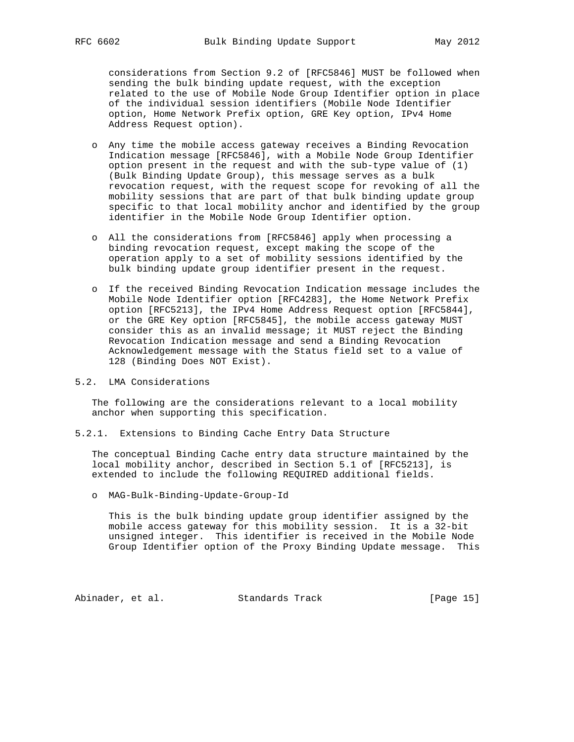considerations from Section 9.2 of [RFC5846] MUST be followed when sending the bulk binding update request, with the exception related to the use of Mobile Node Group Identifier option in place of the individual session identifiers (Mobile Node Identifier option, Home Network Prefix option, GRE Key option, IPv4 Home Address Request option).

- Any time the mobile access gateway receives a Binding Revocation Indication message [RFC5846], with a Mobile Node Group Identifier option present in the request and with the sub-type value of (1) (Bulk Binding Update Group), this message serves as a bulk revocation request, with the request scope for revoking of all the mobility sessions that are part of that bulk binding update group specific to that local mobility anchor and identified by the group identifier in the Mobile Node Group Identifier option.

- All the considerations from [RFC5846] apply when processing a binding revocation request, except making the scope of the operation apply to a set of mobility sessions identified by the bulk binding update group identifier present in the request.

- If the received Binding Revocation Indication message includes the Mobile Node Identifier option [RFC4283], the Home Network Prefix option [RFC5213], the IPv4 Home Address Request option [RFC5844], or the GRE Key option [RFC5845], the mobile access gateway MUST consider this as an invalid message; it MUST reject the Binding Revocation Indication message and send a Binding Revocation Acknowledgement message with the Status field set to a value of 128 (Binding Does NOT Exist).

## 5.2. LMA Considerations

The following are the considerations relevant to a local mobility anchor when supporting this specification.

### 5.2.1. Extensions to Binding Cache Entry Data Structure

The conceptual Binding Cache entry data structure maintained by the local mobility anchor, described in Section 5.1 of [RFC5213], is extended to include the following REQUIRED additional fields.

- MAG-Bulk-Binding-Update-Group-Id

  This is the bulk binding update group identifier assigned by the mobile access gateway for this mobility session. It is a 32-bit unsigned integer. This identifier is received in the Mobile Node Group Identifier option of the Proxy Binding Update message. This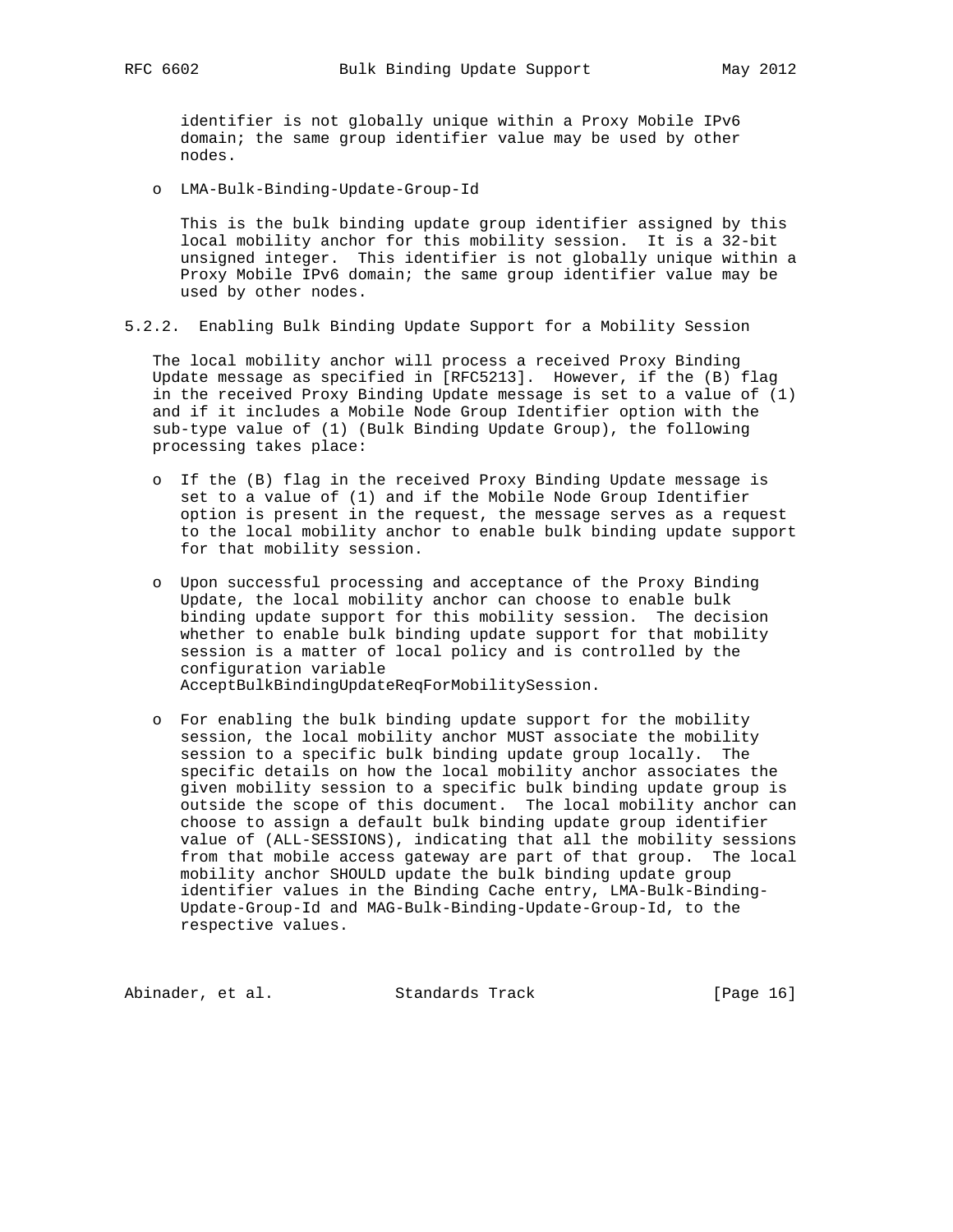identifier is not globally unique within a Proxy Mobile IPv6 domain; the same group identifier value may be used by other nodes.

- LMA-Bulk-Binding-Update-Group-Id

  This is the bulk binding update group identifier assigned by this local mobility anchor for this mobility session. It is a 32-bit unsigned integer. This identifier is not globally unique within a Proxy Mobile IPv6 domain; the same group identifier value may be used by other nodes.

### 5.2.2. Enabling Bulk Binding Update Support for a Mobility Session

The local mobility anchor will process a received Proxy Binding Update message as specified in [RFC5213]. However, if the (B) flag in the received Proxy Binding Update message is set to a value of (1) and if it includes a Mobile Node Group Identifier option with the sub-type value of (1) (Bulk Binding Update Group), the following processing takes place:

- If the (B) flag in the received Proxy Binding Update message is set to a value of (1) and if the Mobile Node Group Identifier option is present in the request, the message serves as a request to the local mobility anchor to enable bulk binding update support for that mobility session.

- Upon successful processing and acceptance of the Proxy Binding Update, the local mobility anchor can choose to enable bulk binding update support for this mobility session. The decision whether to enable bulk binding update support for that mobility session is a matter of local policy and is controlled by the configuration variable AcceptBulkBindingUpdateReqForMobilitySession.

- For enabling the bulk binding update support for the mobility session, the local mobility anchor MUST associate the mobility session to a specific bulk binding update group locally. The specific details on how the local mobility anchor associates the given mobility session to a specific bulk binding update group is outside the scope of this document. The local mobility anchor can choose to assign a default bulk binding update group identifier value of (ALL-SESSIONS), indicating that all the mobility sessions from that mobile access gateway are part of that group. The local mobility anchor SHOULD update the bulk binding update group identifier values in the Binding Cache entry, LMA-Bulk-Binding-Update-Group-Id and MAG-Bulk-Binding-Update-Group-Id, to the respective values.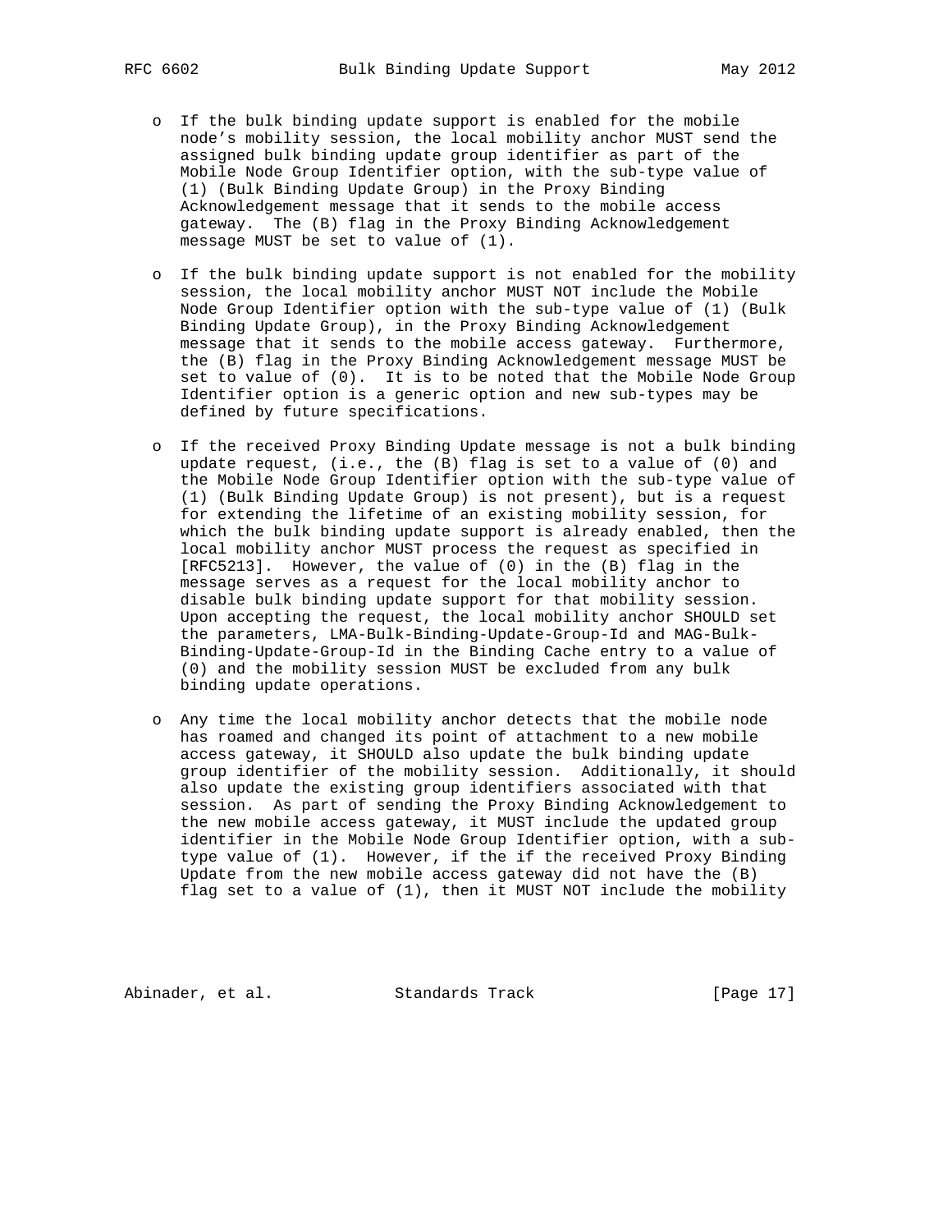- If the bulk binding update support is enabled for the mobile node's mobility session, the local mobility anchor MUST send the assigned bulk binding update group identifier as part of the Mobile Node Group Identifier option, with the sub-type value of (1) (Bulk Binding Update Group) in the Proxy Binding Acknowledgement message that it sends to the mobile access gateway. The (B) flag in the Proxy Binding Acknowledgement message MUST be set to value of (1).

- If the bulk binding update support is not enabled for the mobility session, the local mobility anchor MUST NOT include the Mobile Node Group Identifier option with the sub-type value of (1) (Bulk Binding Update Group), in the Proxy Binding Acknowledgement message that it sends to the mobile access gateway. Furthermore, the (B) flag in the Proxy Binding Acknowledgement message MUST be set to value of (0). It is to be noted that the Mobile Node Group Identifier option is a generic option and new sub-types may be defined by future specifications.

- If the received Proxy Binding Update message is not a bulk binding update request, (i.e., the (B) flag is set to a value of (0) and the Mobile Node Group Identifier option with the sub-type value of (1) (Bulk Binding Update Group) is not present), but is a request for extending the lifetime of an existing mobility session, for which the bulk binding update support is already enabled, then the local mobility anchor MUST process the request as specified in [RFC5213]. However, the value of (0) in the (B) flag in the message serves as a request for the local mobility anchor to disable bulk binding update support for that mobility session. Upon accepting the request, the local mobility anchor SHOULD set the parameters, LMA-Bulk-Binding-Update-Group-Id and MAG-Bulk-Binding-Update-Group-Id in the Binding Cache entry to a value of (0) and the mobility session MUST be excluded from any bulk binding update operations.

- Any time the local mobility anchor detects that the mobile node has roamed and changed its point of attachment to a new mobile access gateway, it SHOULD also update the bulk binding update group identifier of the mobility session. Additionally, it should also update the existing group identifiers associated with that session. As part of sending the Proxy Binding Acknowledgement to the new mobile access gateway, it MUST include the updated group identifier in the Mobile Node Group Identifier option, with a sub-type value of (1). However, if the if the received Proxy Binding Update from the new mobile access gateway did not have the (B) flag set to a value of (1), then it MUST NOT include the mobility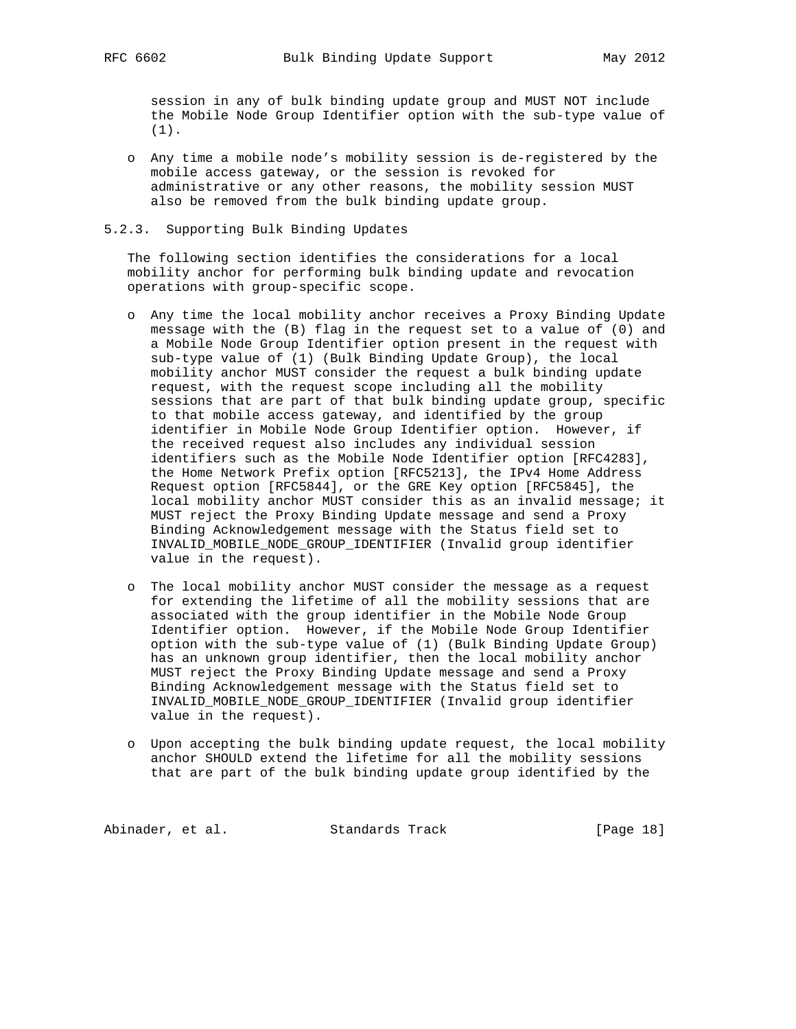session in any of bulk binding update group and MUST NOT include the Mobile Node Group Identifier option with the sub-type value of (1).

- Any time a mobile node's mobility session is de-registered by the mobile access gateway, or the session is revoked for administrative or any other reasons, the mobility session MUST also be removed from the bulk binding update group.

### 5.2.3. Supporting Bulk Binding Updates

The following section identifies the considerations for a local mobility anchor for performing bulk binding update and revocation operations with group-specific scope.

- Any time the local mobility anchor receives a Proxy Binding Update message with the (B) flag in the request set to a value of (0) and a Mobile Node Group Identifier option present in the request with sub-type value of (1) (Bulk Binding Update Group), the local mobility anchor MUST consider the request a bulk binding update request, with the request scope including all the mobility sessions that are part of that bulk binding update group, specific to that mobile access gateway, and identified by the group identifier in Mobile Node Group Identifier option. However, if the received request also includes any individual session identifiers such as the Mobile Node Identifier option [RFC4283], the Home Network Prefix option [RFC5213], the IPv4 Home Address Request option [RFC5844], or the GRE Key option [RFC5845], the local mobility anchor MUST consider this as an invalid message; it MUST reject the Proxy Binding Update message and send a Proxy Binding Acknowledgement message with the Status field set to INVALID_MOBILE_NODE_GROUP_IDENTIFIER (Invalid group identifier value in the request).

- The local mobility anchor MUST consider the message as a request for extending the lifetime of all the mobility sessions that are associated with the group identifier in the Mobile Node Group Identifier option. However, if the Mobile Node Group Identifier option with the sub-type value of (1) (Bulk Binding Update Group) has an unknown group identifier, then the local mobility anchor MUST reject the Proxy Binding Update message and send a Proxy Binding Acknowledgement message with the Status field set to INVALID_MOBILE_NODE_GROUP_IDENTIFIER (Invalid group identifier value in the request).

- Upon accepting the bulk binding update request, the local mobility anchor SHOULD extend the lifetime for all the mobility sessions that are part of the bulk binding update group identified by the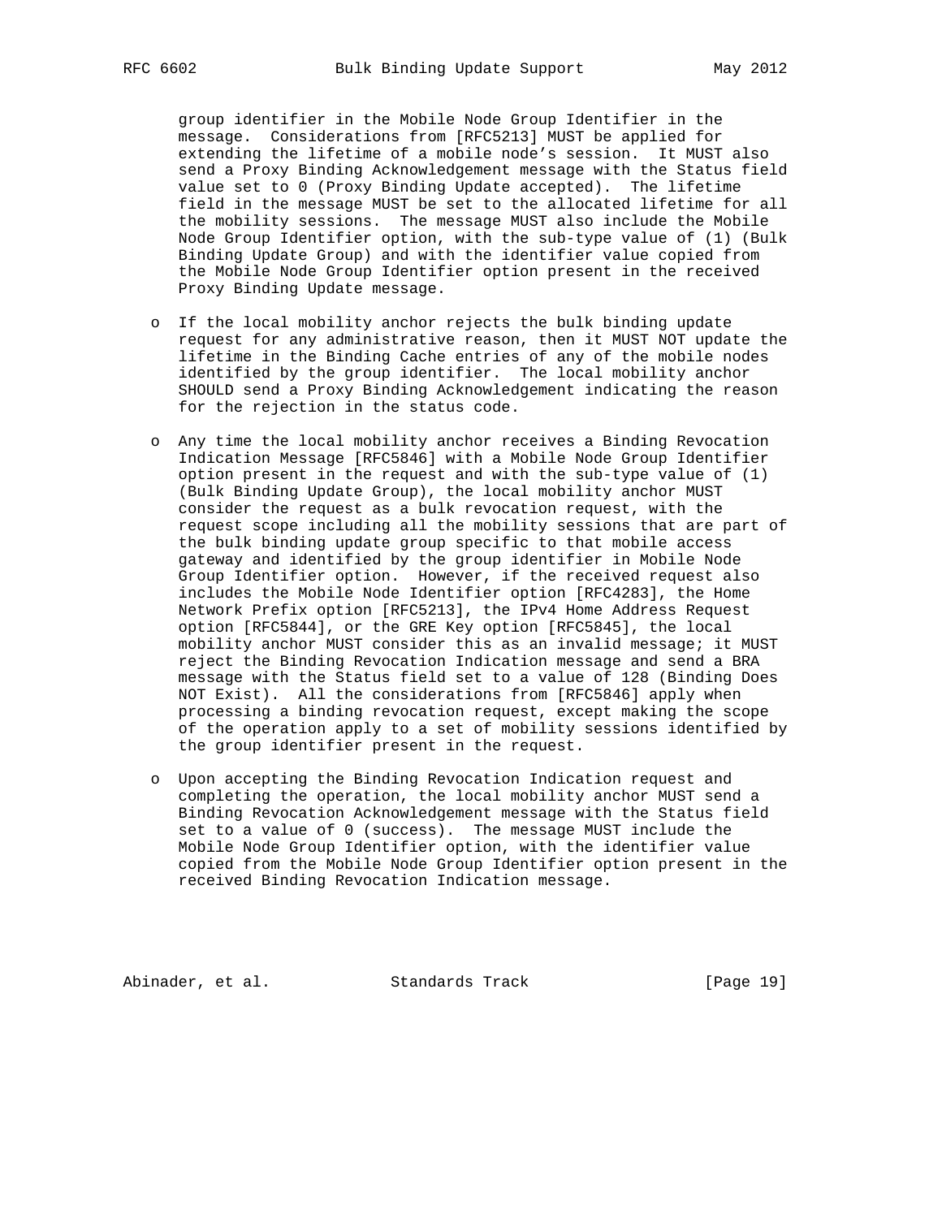group identifier in the Mobile Node Group Identifier in the message. Considerations from [RFC5213] MUST be applied for extending the lifetime of a mobile node's session. It MUST also send a Proxy Binding Acknowledgement message with the Status field value set to 0 (Proxy Binding Update accepted). The lifetime field in the message MUST be set to the allocated lifetime for all the mobility sessions. The message MUST also include the Mobile Node Group Identifier option, with the sub-type value of (1) (Bulk Binding Update Group) and with the identifier value copied from the Mobile Node Group Identifier option present in the received Proxy Binding Update message.

- If the local mobility anchor rejects the bulk binding update request for any administrative reason, then it MUST NOT update the lifetime in the Binding Cache entries of any of the mobile nodes identified by the group identifier. The local mobility anchor SHOULD send a Proxy Binding Acknowledgement indicating the reason for the rejection in the status code.

- Any time the local mobility anchor receives a Binding Revocation Indication Message [RFC5846] with a Mobile Node Group Identifier option present in the request and with the sub-type value of (1) (Bulk Binding Update Group), the local mobility anchor MUST consider the request as a bulk revocation request, with the request scope including all the mobility sessions that are part of the bulk binding update group specific to that mobile access gateway and identified by the group identifier in Mobile Node Group Identifier option. However, if the received request also includes the Mobile Node Identifier option [RFC4283], the Home Network Prefix option [RFC5213], the IPv4 Home Address Request option [RFC5844], or the GRE Key option [RFC5845], the local mobility anchor MUST consider this as an invalid message; it MUST reject the Binding Revocation Indication message and send a BRA message with the Status field set to a value of 128 (Binding Does NOT Exist). All the considerations from [RFC5846] apply when processing a binding revocation request, except making the scope of the operation apply to a set of mobility sessions identified by the group identifier present in the request.

- Upon accepting the Binding Revocation Indication request and completing the operation, the local mobility anchor MUST send a Binding Revocation Acknowledgement message with the Status field set to a value of 0 (success). The message MUST include the Mobile Node Group Identifier option, with the identifier value copied from the Mobile Node Group Identifier option present in the received Binding Revocation Indication message.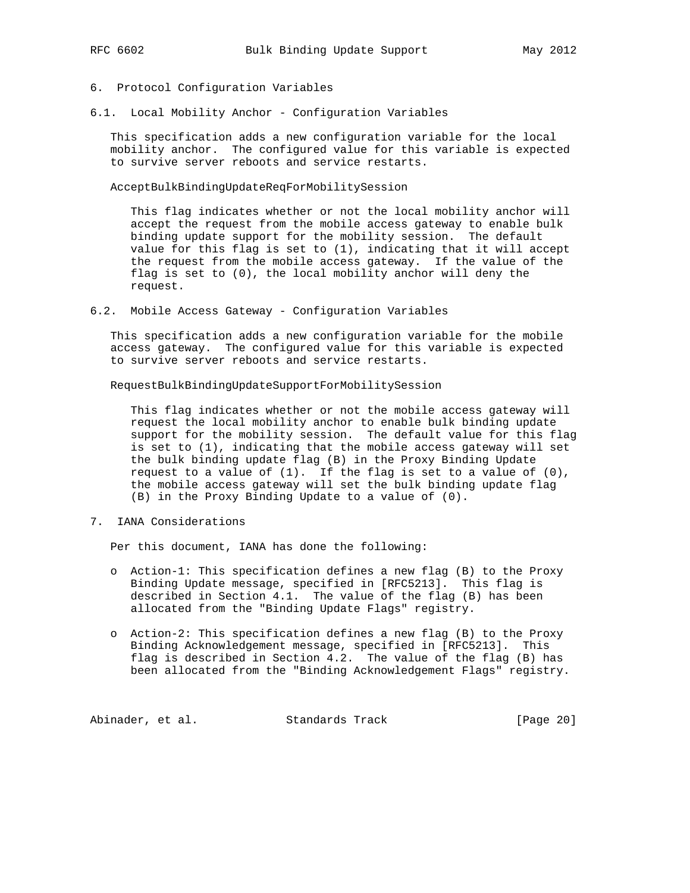# 6. Protocol Configuration Variables

## 6.1. Local Mobility Anchor - Configuration Variables

This specification adds a new configuration variable for the local mobility anchor. The configured value for this variable is expected to survive server reboots and service restarts.

AcceptBulkBindingUpdateReqForMobilitySession

This flag indicates whether or not the local mobility anchor will accept the request from the mobile access gateway to enable bulk binding update support for the mobility session. The default value for this flag is set to (1), indicating that it will accept the request from the mobile access gateway. If the value of the flag is set to (0), the local mobility anchor will deny the request.

## 6.2. Mobile Access Gateway - Configuration Variables

This specification adds a new configuration variable for the mobile access gateway. The configured value for this variable is expected to survive server reboots and service restarts.

RequestBulkBindingUpdateSupportForMobilitySession

This flag indicates whether or not the mobile access gateway will request the local mobility anchor to enable bulk binding update support for the mobility session. The default value for this flag is set to (1), indicating that the mobile access gateway will set the bulk binding update flag (B) in the Proxy Binding Update request to a value of (1). If the flag is set to a value of (0), the mobile access gateway will set the bulk binding update flag (B) in the Proxy Binding Update to a value of (0).

# 7. IANA Considerations

Per this document, IANA has done the following:

- Action-1: This specification defines a new flag (B) to the Proxy Binding Update message, specified in [RFC5213]. This flag is described in Section 4.1. The value of the flag (B) has been allocated from the "Binding Update Flags" registry.
- Action-2: This specification defines a new flag (B) to the Proxy Binding Acknowledgement message, specified in [RFC5213]. This flag is described in Section 4.2. The value of the flag (B) has been allocated from the "Binding Acknowledgement Flags" registry.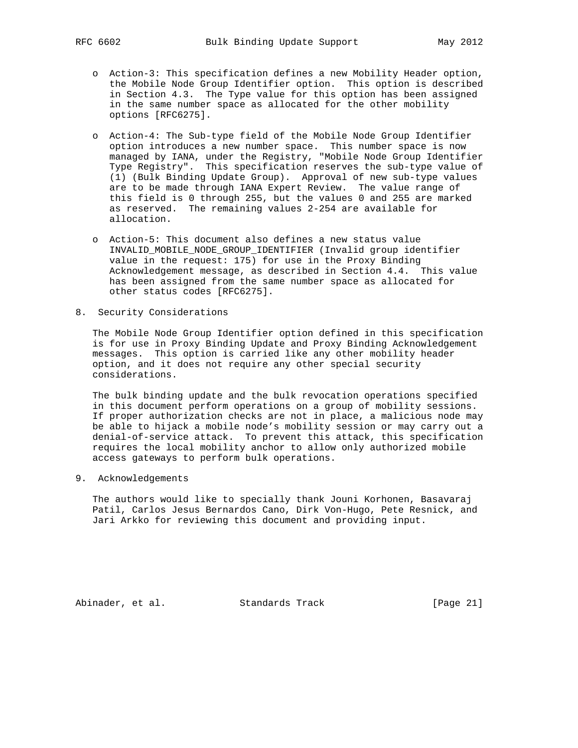- Action-3: This specification defines a new Mobility Header option, the Mobile Node Group Identifier option. This option is described in Section 4.3. The Type value for this option has been assigned in the same number space as allocated for the other mobility options [RFC6275].

- Action-4: The Sub-type field of the Mobile Node Group Identifier option introduces a new number space. This number space is now managed by IANA, under the Registry, "Mobile Node Group Identifier Type Registry". This specification reserves the sub-type value of (1) (Bulk Binding Update Group). Approval of new sub-type values are to be made through IANA Expert Review. The value range of this field is 0 through 255, but the values 0 and 255 are marked as reserved. The remaining values 2-254 are available for allocation.

- Action-5: This document also defines a new status value INVALID_MOBILE_NODE_GROUP_IDENTIFIER (Invalid group identifier value in the request: 175) for use in the Proxy Binding Acknowledgement message, as described in Section 4.4. This value has been assigned from the same number space as allocated for other status codes [RFC6275].

## 8. Security Considerations

The Mobile Node Group Identifier option defined in this specification is for use in Proxy Binding Update and Proxy Binding Acknowledgement messages. This option is carried like any other mobility header option, and it does not require any other special security considerations.

The bulk binding update and the bulk revocation operations specified in this document perform operations on a group of mobility sessions. If proper authorization checks are not in place, a malicious node may be able to hijack a mobile node's mobility session or may carry out a denial-of-service attack. To prevent this attack, this specification requires the local mobility anchor to allow only authorized mobile access gateways to perform bulk operations.

## 9. Acknowledgements

The authors would like to specially thank Jouni Korhonen, Basavaraj Patil, Carlos Jesus Bernardos Cano, Dirk Von-Hugo, Pete Resnick, and Jari Arkko for reviewing this document and providing input.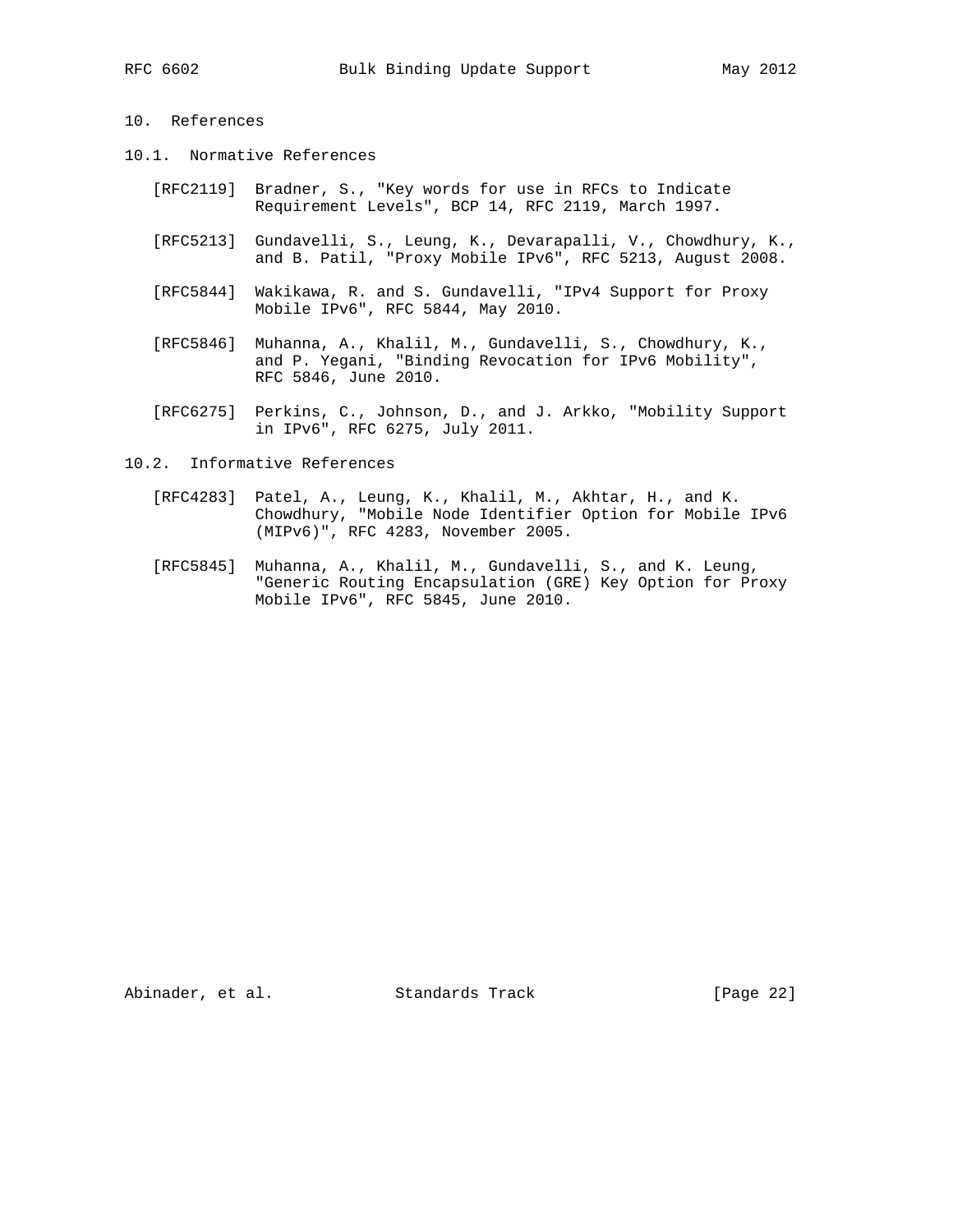## 10. References

### 10.1. Normative References

[RFC2119] Bradner, S., "Key words for use in RFCs to Indicate Requirement Levels", BCP 14, RFC 2119, March 1997.

[RFC5213] Gundavelli, S., Leung, K., Devarapalli, V., Chowdhury, K., and B. Patil, "Proxy Mobile IPv6", RFC 5213, August 2008.

[RFC5844] Wakikawa, R. and S. Gundavelli, "IPv4 Support for Proxy Mobile IPv6", RFC 5844, May 2010.

[RFC5846] Muhanna, A., Khalil, M., Gundavelli, S., Chowdhury, K., and P. Yegani, "Binding Revocation for IPv6 Mobility", RFC 5846, June 2010.

[RFC6275] Perkins, C., Johnson, D., and J. Arkko, "Mobility Support in IPv6", RFC 6275, July 2011.

### 10.2. Informative References

[RFC4283] Patel, A., Leung, K., Khalil, M., Akhtar, H., and K. Chowdhury, "Mobile Node Identifier Option for Mobile IPv6 (MIPv6)", RFC 4283, November 2005.

[RFC5845] Muhanna, A., Khalil, M., Gundavelli, S., and K. Leung, "Generic Routing Encapsulation (GRE) Key Option for Proxy Mobile IPv6", RFC 5845, June 2010.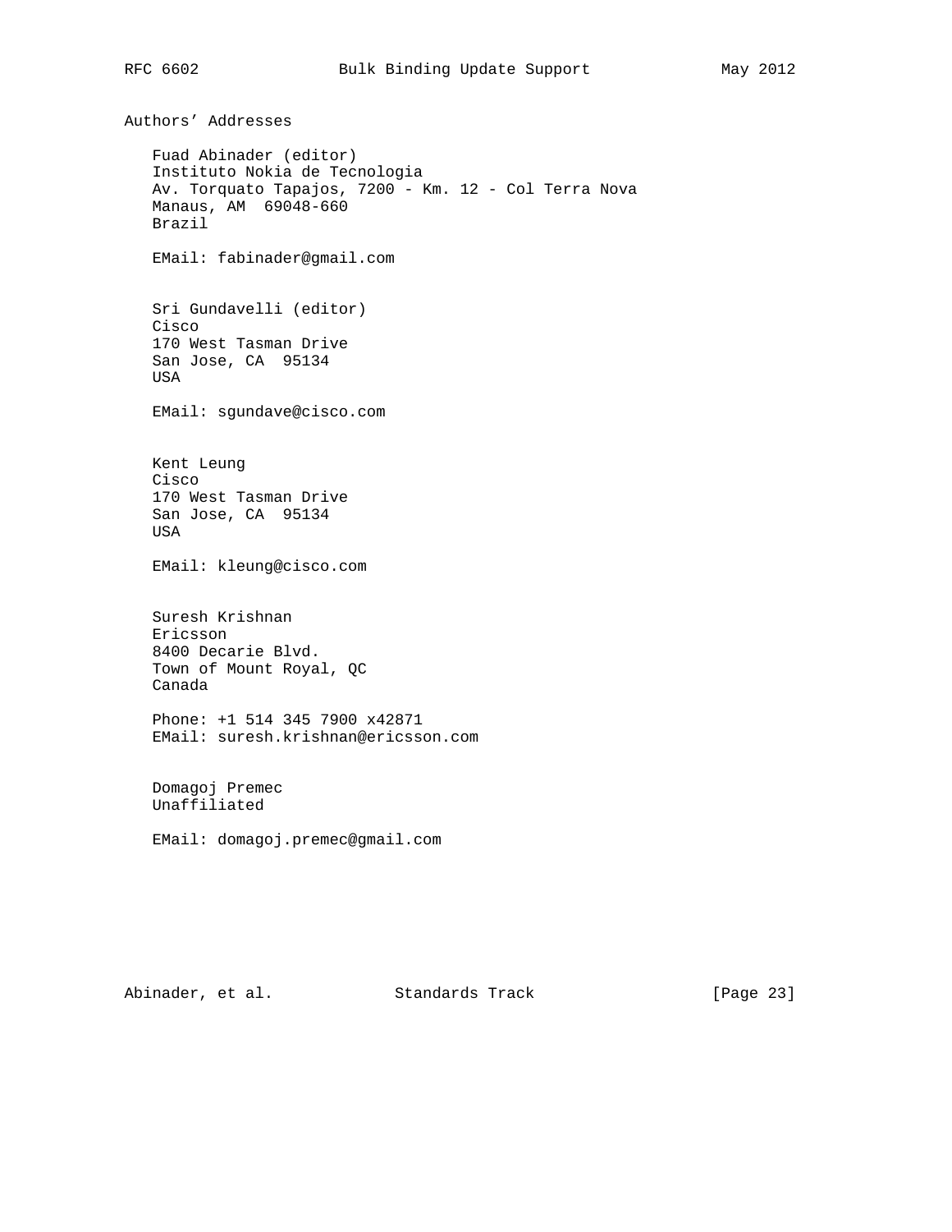## Authors' Addresses

Fuad Abinader (editor)
Instituto Nokia de Tecnologia
Av. Torquato Tapajos, 7200 - Km. 12 - Col Terra Nova
Manaus, AM  69048-660
Brazil

EMail: fabinader@gmail.com

Sri Gundavelli (editor)
Cisco
170 West Tasman Drive
San Jose, CA  95134
USA

EMail: sgundave@cisco.com

Kent Leung
Cisco
170 West Tasman Drive
San Jose, CA  95134
USA

EMail: kleung@cisco.com

Suresh Krishnan
Ericsson
8400 Decarie Blvd.
Town of Mount Royal, QC
Canada

Phone: +1 514 345 7900 x42871
EMail: suresh.krishnan@ericsson.com

Domagoj Premec
Unaffiliated

EMail: domagoj.premec@gmail.com